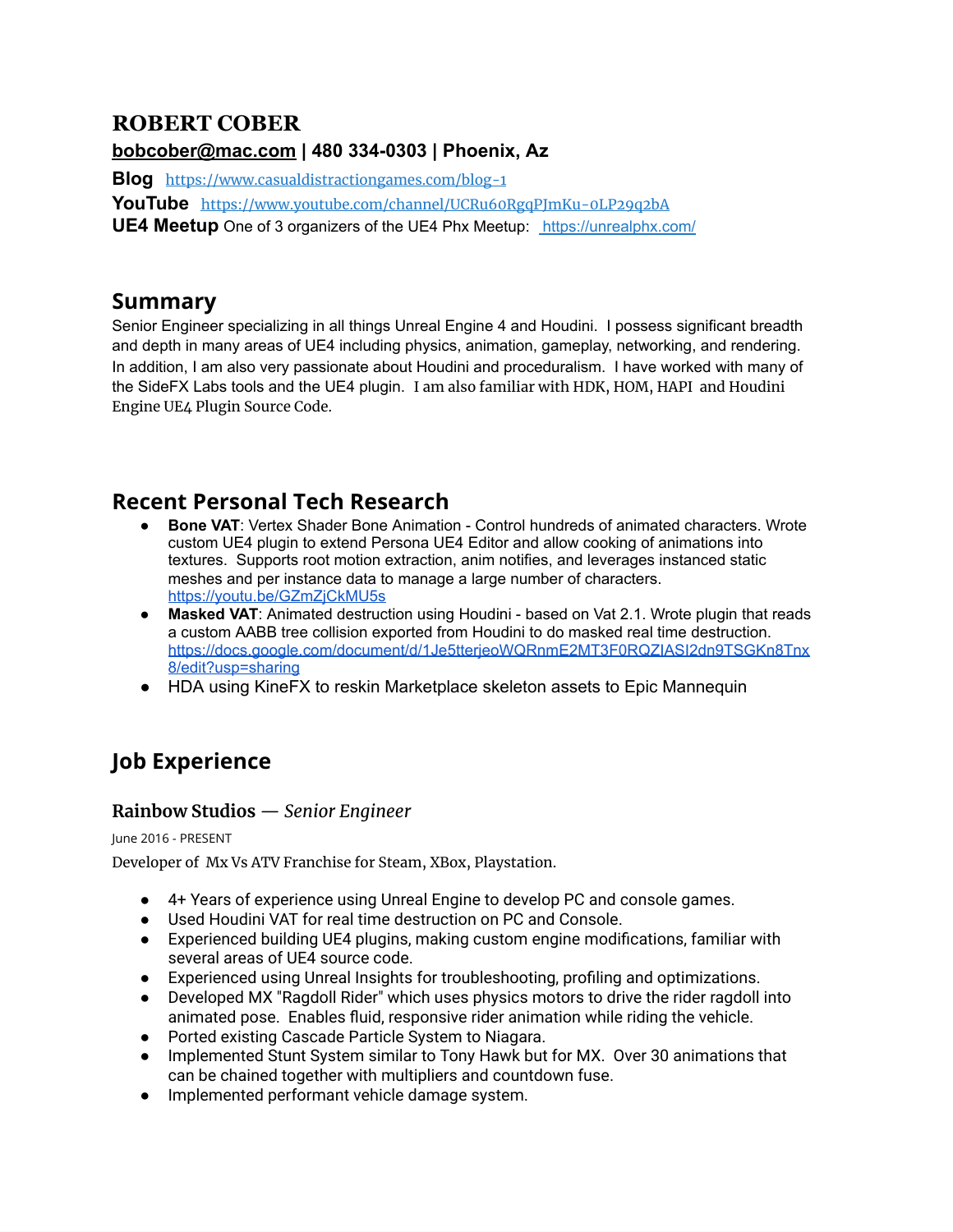# ROBERT COBER

**bobcober@mac.com | 480 334-0303 | Phoenix, Az**

**Blog** https://www.casualdistractiongames.com/blog-1

**YouTube** https://www.youtube.com/channel/UCRu60RgqPJmKu-0LP29q2bA

**UE4 Meetup** One of 3 organizers of the UE4 Phx Meetup: https://unrealphx.com/

## Summary

Senior Engineer specializing in all things Unreal Engine 4 and Houdini. I possess significant breadth and depth in many areas of UE4 including physics, animation, gameplay, networking, and rendering. In addition, I am also very passionate about Houdini and proceduralism. I have worked with many of the SideFX Labs tools and the UE4 plugin. I am also familiar with HDK, HOM, HAPI and Houdini Engine UE4 Plugin Source Code.

## Recent Personal Tech Research

- **Bone VAT**: Vertex Shader Bone Animation - Control hundreds of animated characters. Wrote custom UE4 plugin to extend Persona UE4 Editor and allow cooking of animations into textures. Supports root motion extraction, anim notifies, and leverages instanced static meshes and per instance data to manage a large number of characters. https://youtu.be/GZmZjCkMU5s
- **Masked VAT**: Animated destruction using Houdini - based on Vat 2.1. Wrote plugin that reads a custom AABB tree collision exported from Houdini to do masked real time destruction. https://docs.google.com/document/d/1Je5tterjeoWQRnmE2MT3F0RQZIASI2dn9TSGKn8Tnx8/edit?usp=sharing
- HDA using KineFX to reskin Marketplace skeleton assets to Epic Mannequin

## Job Experience

### Rainbow Studios — *Senior Engineer*

June 2016 - PRESENT

Developer of Mx Vs ATV Franchise for Steam, XBox, Playstation.

- 4+ Years of experience using Unreal Engine to develop PC and console games.
- Used Houdini VAT for real time destruction on PC and Console.
- Experienced building UE4 plugins, making custom engine modifications, familiar with several areas of UE4 source code.
- Experienced using Unreal Insights for troubleshooting, profiling and optimizations.
- Developed MX "Ragdoll Rider" which uses physics motors to drive the rider ragdoll into animated pose. Enables fluid, responsive rider animation while riding the vehicle.
- Ported existing Cascade Particle System to Niagara.
- Implemented Stunt System similar to Tony Hawk but for MX. Over 30 animations that can be chained together with multipliers and countdown fuse.
- Implemented performant vehicle damage system.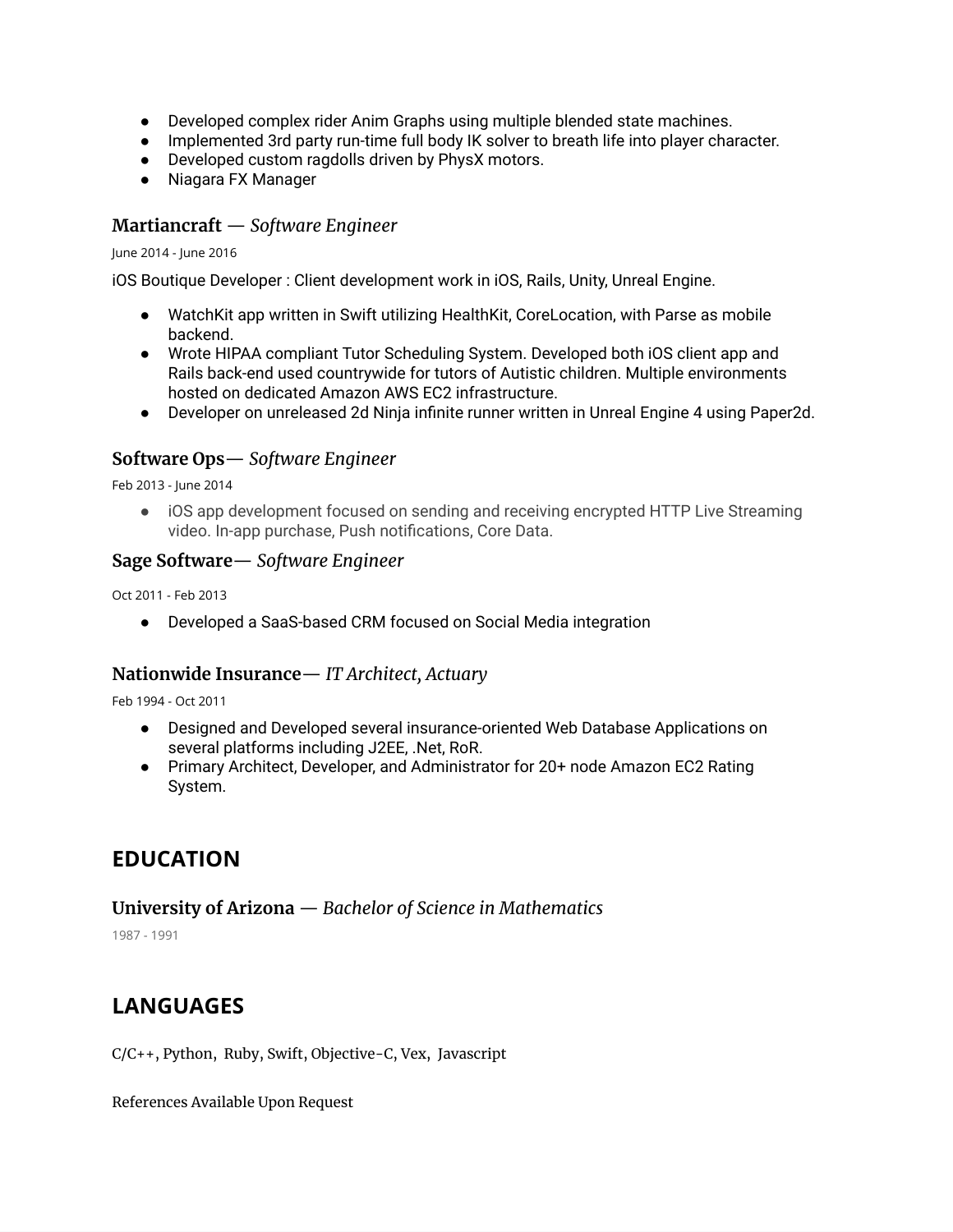- Developed complex rider Anim Graphs using multiple blended state machines.
- Implemented 3rd party run-time full body IK solver to breath life into player character.
- Developed custom ragdolls driven by PhysX motors.
- Niagara FX Manager

### **Martiancraft** — *Software Engineer*

June 2014 - June 2016

iOS Boutique Developer : Client development work in iOS, Rails, Unity, Unreal Engine.

- WatchKit app written in Swift utilizing HealthKit, CoreLocation, with Parse as mobile backend.
- Wrote HIPAA compliant Tutor Scheduling System. Developed both iOS client app and Rails back-end used countrywide for tutors of Autistic children. Multiple environments hosted on dedicated Amazon AWS EC2 infrastructure.
- Developer on unreleased 2d Ninja infinite runner written in Unreal Engine 4 using Paper2d.

### **Software Ops**— *Software Engineer*

Feb 2013 - June 2014

- iOS app development focused on sending and receiving encrypted HTTP Live Streaming video. In-app purchase, Push notifications, Core Data.

### **Sage Software**— *Software Engineer*

Oct 2011 - Feb 2013

- Developed a SaaS-based CRM focused on Social Media integration

### **Nationwide Insurance**— *IT Architect, Actuary*

Feb 1994 - Oct 2011

- Designed and Developed several insurance-oriented Web Database Applications on several platforms including J2EE, .Net, RoR.
- Primary Architect, Developer, and Administrator for 20+ node Amazon EC2 Rating System.

## EDUCATION

### **University of Arizona** — *Bachelor of Science in Mathematics*

1987 - 1991

## LANGUAGES

C/C++, Python, Ruby, Swift, Objective-C, Vex, Javascript

References Available Upon Request